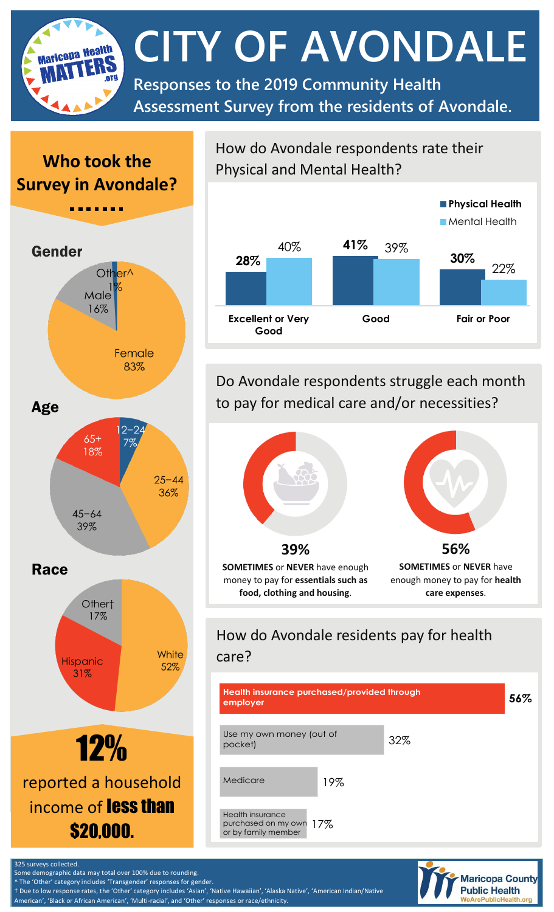# CITY OF AVONDALE

**Responses to the 2019 Community Health Assessment Survey from the residents of Avondale.**

## Who took the Survey in Avondale?

### Gender

| Gender | Percent |
|---|---|
| Female | 83% |
| Male | 16% |
| Other^ | 1% |

### Age

| Age | Percent |
|---|---|
| 12–24 | 7% |
| 25–44 | 36% |
| 45–64 | 39% |
| 65+ | 18% |

### Race

| Race | Percent |
|---|---|
| White | 52% |
| Hispanic | 31% |
| Other† | 17% |

**12%** reported a household income of **less than $20,000.**

## How do Avondale respondents rate their Physical and Mental Health?

| | Physical Health | Mental Health |
|---|---|---|
| Excellent or Very Good | 28% | 40% |
| Good | 41% | 39% |
| Fair or Poor | 30% | 22% |

## Do Avondale respondents struggle each month to pay for medical care and/or necessities?

**39%** — **SOMETIMES** or **NEVER** have enough money to pay for **essentials such as food, clothing and housing**.

**56%** — **SOMETIMES** or **NEVER** have enough money to pay for **health care expenses**.

## How do Avondale residents pay for health care?

| Payment method | Percent |
|---|---|
| Health insurance purchased/provided through employer | 56% |
| Use my own money (out of pocket) | 32% |
| Medicare | 19% |
| Health insurance purchased on my own or by family member | 17% |

325 surveys collected.
Some demographic data may total over 100% due to rounding.
^ The 'Other' category includes 'Transgender' responses for gender.
† Due to low response rates, the 'Other' category includes 'Asian', 'Native Hawaiian', 'Alaska Native', 'American Indian/Native American', 'Black or African American', 'Multi-racial', and 'Other' responses or race/ethnicity.

Maricopa County Public Health
WeArePublicHealth.org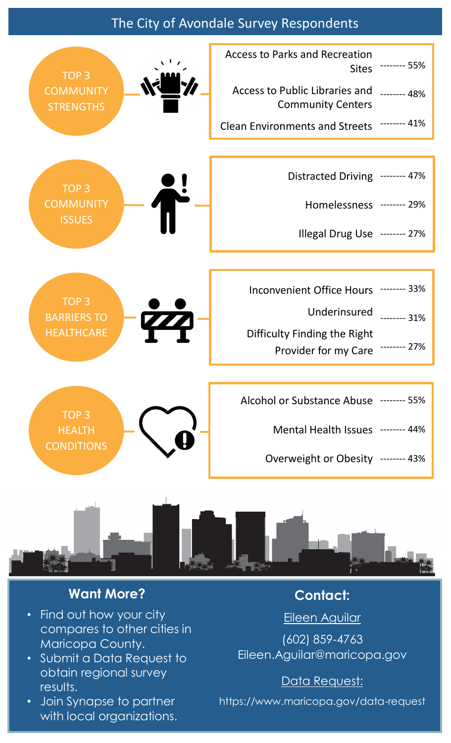# The City of Avondale Survey Respondents

## TOP 3 COMMUNITY STRENGTHS

- Access to Parks and Recreation Sites -------- 55%
- Access to Public Libraries and Community Centers -------- 48%
- Clean Environments and Streets -------- 41%

## TOP 3 COMMUNITY ISSUES

- Distracted Driving -------- 47%
- Homelessness -------- 29%
- Illegal Drug Use -------- 27%

## TOP 3 BARRIERS TO HEALTHCARE

- Inconvenient Office Hours -------- 33%
- Underinsured -------- 31%
- Difficulty Finding the Right Provider for my Care -------- 27%

## TOP 3 HEALTH CONDITIONS

- Alcohol or Substance Abuse -------- 55%
- Mental Health Issues -------- 44%
- Overweight or Obesity -------- 43%

## Want More?

- Find out how your city compares to other cities in Maricopa County.
- Submit a Data Request to obtain regional survey results.
- Join Synapse to partner with local organizations.

## Contact:

Eileen Aguilar

(602) 859-4763
Eileen.Aguilar@maricopa.gov

Data Request:

https://www.maricopa.gov/data-request